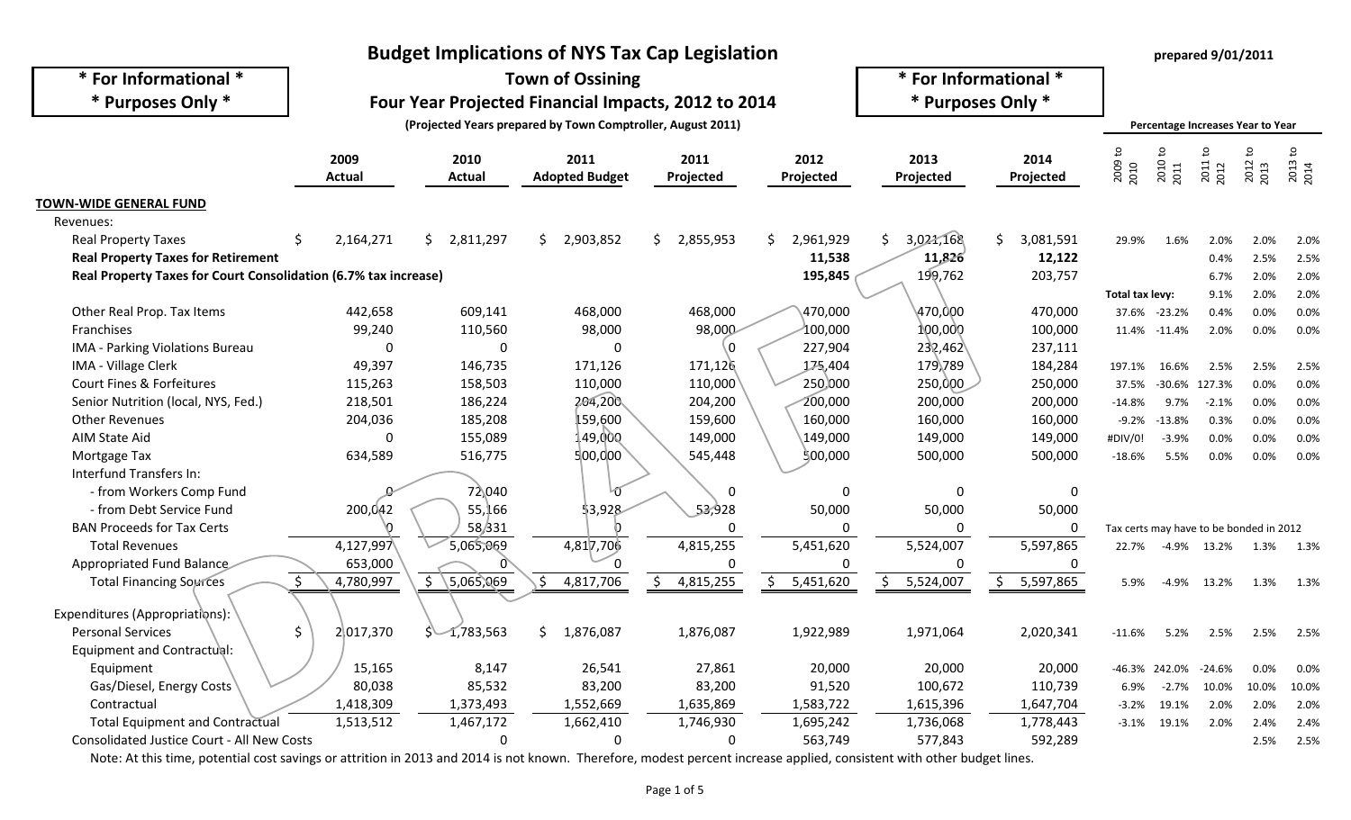# Budget Implications of NYS Tax Cap Legislation

**\* For Informational \***
**\* Purposes Only \***

## Town of Ossining

### Four Year Projected Financial Impacts, 2012 to 2014

**(Projected Years prepared by Town Comptroller, August 2011)**

**\* For Informational \***
**\* Purposes Only \***

prepared 9/01/2011

| | 2009 Actual | 2010 Actual | 2011 Adopted Budget | 2011 Projected | 2012 Projected | 2013 Projected | 2014 Projected | 2009 to 2010 | 2010 to 2011 | 2011 to 2012 | 2012 to 2013 | 2013 to 2014 |
|---|---|---|---|---|---|---|---|---|---|---|---|---|
| | | | | | | | | **Percentage Increases Year to Year** | | | | |
| **TOWN-WIDE GENERAL FUND** | | | | | | | | | | | | |
| Revenues: | | | | | | | | | | | | |
| Real Property Taxes | $ 2,164,271 | $ 2,811,297 | $ 2,903,852 | $ 2,855,953 | $ 2,961,929 | $ 3,021,168 | $ 3,081,591 | 29.9% | 1.6% | 2.0% | 2.0% | 2.0% |
| **Real Property Taxes for Retirement** | | | | | **11,538** | **11,826** | **12,122** | | | 0.4% | 2.5% | 2.5% |
| **Real Property Taxes for Court Consolidation (6.7% tax increase)** | | | | | **195,845** | 199,762 | 203,757 | | | 6.7% | 2.0% | 2.0% |
| | | | | | | | | **Total tax levy:** | | 9.1% | 2.0% | 2.0% |
| Other Real Prop. Tax Items | 442,658 | 609,141 | 468,000 | 468,000 | 470,000 | 470,000 | 470,000 | 37.6% | -23.2% | 0.4% | 0.0% | 0.0% |
| Franchises | 99,240 | 110,560 | 98,000 | 98,000 | 100,000 | 100,000 | 100,000 | 11.4% | -11.4% | 2.0% | 0.0% | 0.0% |
| IMA - Parking Violations Bureau | 0 | 0 | 0 | 0 | 227,904 | 232,462 | 237,111 | | | | | |
| IMA - Village Clerk | 49,397 | 146,735 | 171,126 | 171,126 | 175,404 | 179,789 | 184,284 | 197.1% | 16.6% | 2.5% | 2.5% | 2.5% |
| Court Fines & Forfeitures | 115,263 | 158,503 | 110,000 | 110,000 | 250,000 | 250,000 | 250,000 | 37.5% | -30.6% | 127.3% | 0.0% | 0.0% |
| Senior Nutrition (local, NYS, Fed.) | 218,501 | 186,224 | 204,200 | 204,200 | 200,000 | 200,000 | 200,000 | -14.8% | 9.7% | -2.1% | 0.0% | 0.0% |
| Other Revenues | 204,036 | 185,208 | 159,600 | 159,600 | 160,000 | 160,000 | 160,000 | -9.2% | -13.8% | 0.3% | 0.0% | 0.0% |
| AIM State Aid | 0 | 155,089 | 149,000 | 149,000 | 149,000 | 149,000 | 149,000 | #DIV/0! | -3.9% | 0.0% | 0.0% | 0.0% |
| Mortgage Tax | 634,589 | 516,775 | 500,000 | 545,448 | 500,000 | 500,000 | 500,000 | -18.6% | 5.5% | 0.0% | 0.0% | 0.0% |
| Interfund Transfers In: | | | | | | | | | | | | |
| - from Workers Comp Fund | 0 | 72,040 | 0 | 0 | 0 | 0 | 0 | | | | | |
| - from Debt Service Fund | 200,042 | 55,166 | 53,928 | 53,928 | 50,000 | 50,000 | 50,000 | | | | | |
| BAN Proceeds for Tax Certs | 0 | 58,331 | 0 | 0 | 0 | 0 | 0 | Tax certs may have to be bonded in 2012 | | | | |
| Total Revenues | 4,127,997 | 5,065,069 | 4,817,706 | 4,815,255 | 5,451,620 | 5,524,007 | 5,597,865 | 22.7% | -4.9% | 13.2% | 1.3% | 1.3% |
| Appropriated Fund Balance | 653,000 | 0 | 0 | 0 | 0 | 0 | 0 | | | | | |
| Total Financing Sources | $ 4,780,997 | $ 5,065,069 | $ 4,817,706 | $ 4,815,255 | $ 5,451,620 | $ 5,524,007 | $ 5,597,865 | 5.9% | -4.9% | 13.2% | 1.3% | 1.3% |
| Expenditures (Appropriations): | | | | | | | | | | | | |
| Personal Services | $ 2,017,370 | $ 1,783,563 | $ 1,876,087 | 1,876,087 | 1,922,989 | 1,971,064 | 2,020,341 | -11.6% | 5.2% | 2.5% | 2.5% | 2.5% |
| Equipment and Contractual: | | | | | | | | | | | | |
| Equipment | 15,165 | 8,147 | 26,541 | 27,861 | 20,000 | 20,000 | 20,000 | -46.3% | 242.0% | -24.6% | 0.0% | 0.0% |
| Gas/Diesel, Energy Costs | 80,038 | 85,532 | 83,200 | 83,200 | 91,520 | 100,672 | 110,739 | 6.9% | -2.7% | 10.0% | 10.0% | 10.0% |
| Contractual | 1,418,309 | 1,373,493 | 1,552,669 | 1,635,869 | 1,583,722 | 1,615,396 | 1,647,704 | -3.2% | 19.1% | 2.0% | 2.0% | 2.0% |
| Total Equipment and Contractual | 1,513,512 | 1,467,172 | 1,662,410 | 1,746,930 | 1,695,242 | 1,736,068 | 1,778,443 | -3.1% | 19.1% | 2.0% | 2.4% | 2.4% |
| Consolidated Justice Court - All New Costs | | 0 | 0 | 0 | 563,749 | 577,843 | 592,289 | | | | 2.5% | 2.5% |

Note: At this time, potential cost savings or attrition in 2013 and 2014 is not known. Therefore, modest percent increase applied, consistent with other budget lines.

DRAFT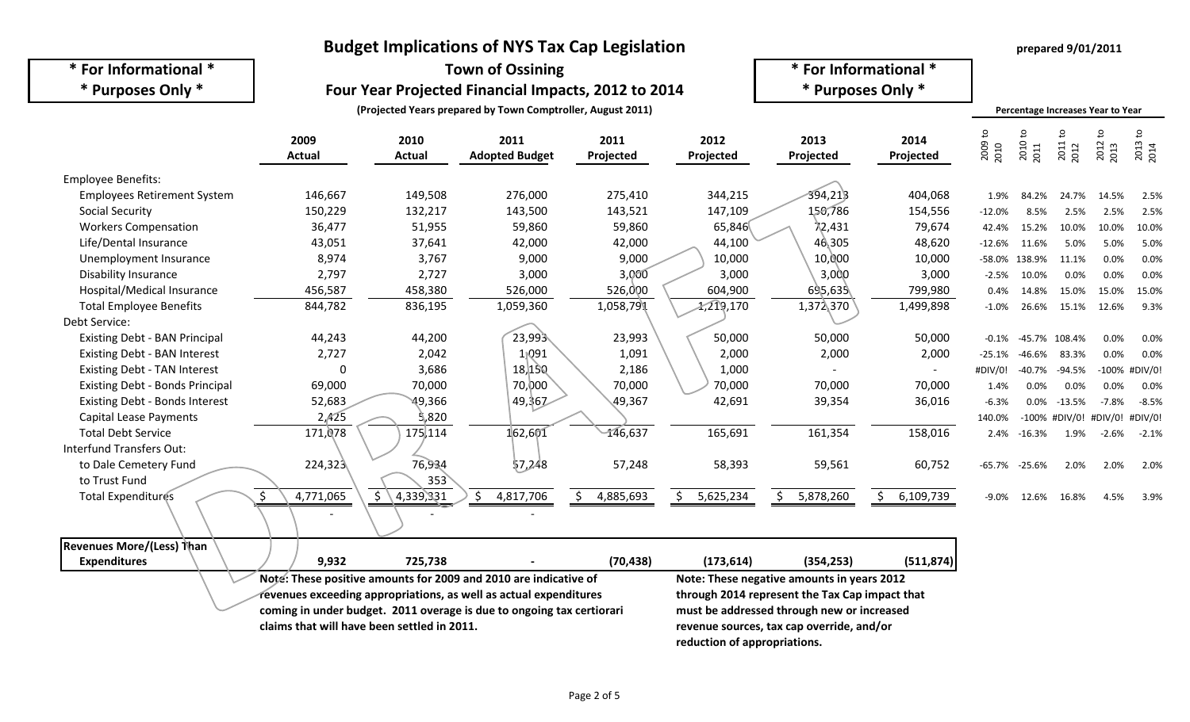**\* For Informational \***
**\* Purposes Only \***

# Budget Implications of NYS Tax Cap Legislation

## Town of Ossining

## Four Year Projected Financial Impacts, 2012 to 2014

**(Projected Years prepared by Town Comptroller, August 2011)**

**\* For Informational \***
**\* Purposes Only \***

**prepared 9/01/2011**

DRAFT

| | 2009 Actual | 2010 Actual | 2011 Adopted Budget | 2011 Projected | 2012 Projected | 2013 Projected | 2014 Projected | 2009 to 2010 | 2010 to 2011 | 2011 to 2012 | 2012 to 2013 | 2013 to 2014 |
|---|---|---|---|---|---|---|---|---|---|---|---|---|
| | | | | | | | | **Percentage Increases Year to Year** | | | | |
| Employee Benefits: | | | | | | | | | | | | |
| Employees Retirement System | 146,667 | 149,508 | 276,000 | 275,410 | 344,215 | 394,213 | 404,068 | 1.9% | 84.2% | 24.7% | 14.5% | 2.5% |
| Social Security | 150,229 | 132,217 | 143,500 | 143,521 | 147,109 | 150,786 | 154,556 | -12.0% | 8.5% | 2.5% | 2.5% | 2.5% |
| Workers Compensation | 36,477 | 51,955 | 59,860 | 59,860 | 65,846 | 72,431 | 79,674 | 42.4% | 15.2% | 10.0% | 10.0% | 10.0% |
| Life/Dental Insurance | 43,051 | 37,641 | 42,000 | 42,000 | 44,100 | 46,305 | 48,620 | -12.6% | 11.6% | 5.0% | 5.0% | 5.0% |
| Unemployment Insurance | 8,974 | 3,767 | 9,000 | 9,000 | 10,000 | 10,000 | 10,000 | -58.0% | 138.9% | 11.1% | 0.0% | 0.0% |
| Disability Insurance | 2,797 | 2,727 | 3,000 | 3,000 | 3,000 | 3,000 | 3,000 | -2.5% | 10.0% | 0.0% | 0.0% | 0.0% |
| Hospital/Medical Insurance | 456,587 | 458,380 | 526,000 | 526,000 | 604,900 | 695,635 | 799,980 | 0.4% | 14.8% | 15.0% | 15.0% | 15.0% |
| Total Employee Benefits | 844,782 | 836,195 | 1,059,360 | 1,058,791 | 1,219,170 | 1,372,370 | 1,499,898 | -1.0% | 26.6% | 15.1% | 12.6% | 9.3% |
| Debt Service: | | | | | | | | | | | | |
| Existing Debt - BAN Principal | 44,243 | 44,200 | 23,993 | 23,993 | 50,000 | 50,000 | 50,000 | -0.1% | -45.7% | 108.4% | 0.0% | 0.0% |
| Existing Debt - BAN Interest | 2,727 | 2,042 | 1,091 | 1,091 | 2,000 | 2,000 | 2,000 | -25.1% | -46.6% | 83.3% | 0.0% | 0.0% |
| Existing Debt - TAN Interest | 0 | 3,686 | 18,150 | 2,186 | 1,000 | - | - | #DIV/0! | -40.7% | -94.5% | -100% | #DIV/0! |
| Existing Debt - Bonds Principal | 69,000 | 70,000 | 70,000 | 70,000 | 70,000 | 70,000 | 70,000 | 1.4% | 0.0% | 0.0% | 0.0% | 0.0% |
| Existing Debt - Bonds Interest | 52,683 | 49,366 | 49,367 | 49,367 | 42,691 | 39,354 | 36,016 | -6.3% | 0.0% | -13.5% | -7.8% | -8.5% |
| Capital Lease Payments | 2,425 | 5,820 | | | | | | 140.0% | -100% | #DIV/0! | #DIV/0! | #DIV/0! |
| Total Debt Service | 171,078 | 175,114 | 162,601 | 146,637 | 165,691 | 161,354 | 158,016 | 2.4% | -16.3% | 1.9% | -2.6% | -2.1% |
| Interfund Transfers Out: | | | | | | | | | | | | |
| to Dale Cemetery Fund | 224,323 | 76,934 | 57,248 | 57,248 | 58,393 | 59,561 | 60,752 | -65.7% | -25.6% | 2.0% | 2.0% | 2.0% |
| to Trust Fund | | 353 | | | | | | | | | | |
| Total Expenditures | $ 4,771,065 | $ 4,339,331 | $ 4,817,706 | $ 4,885,693 | $ 5,625,234 | $ 5,878,260 | $ 6,109,739 | -9.0% | 12.6% | 16.8% | 4.5% | 3.9% |
| | - | - | - | | | | | | | | | |
| **Revenues More/(Less) Than Expenditures** | **9,932** | **725,738** | **-** | **(70,438)** | **(173,614)** | **(354,253)** | **(511,874)** | | | | | |

**Note: These positive amounts for 2009 and 2010 are indicative of revenues exceeding appropriations, as well as actual expenditures coming in under budget. 2011 overage is due to ongoing tax certiorari claims that will have been settled in 2011.**

**Note: These negative amounts in years 2012 through 2014 represent the Tax Cap impact that must be addressed through new or increased revenue sources, tax cap override, and/or reduction of appropriations.**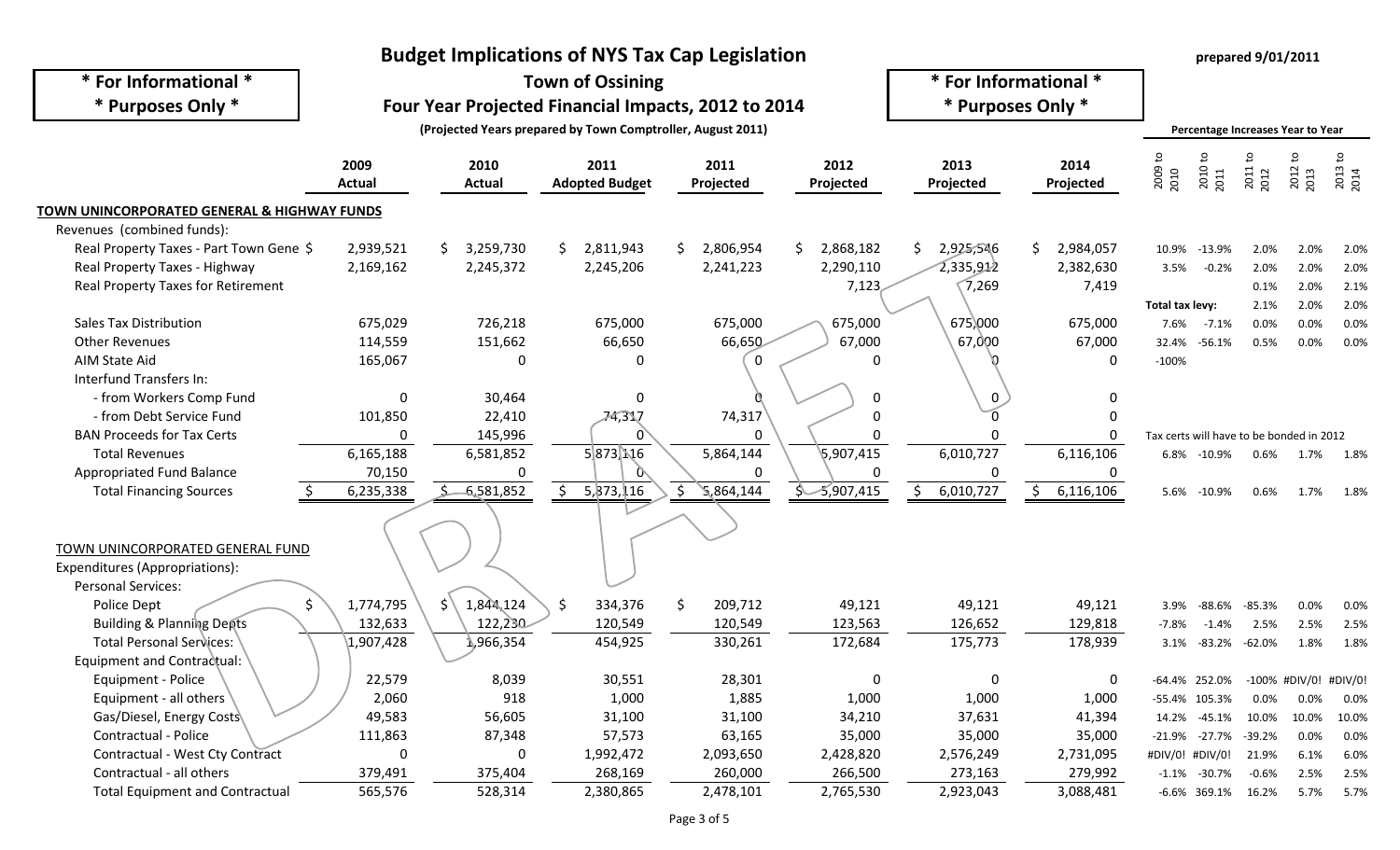# Budget Implications of NYS Tax Cap Legislation

## Town of Ossining

## Four Year Projected Financial Impacts, 2012 to 2014

**(Projected Years prepared by Town Comptroller, August 2011)**

**\* For Informational \***
**\* Purposes Only \***

prepared 9/01/2011

DRAFT

| | 2009 Actual | 2010 Actual | 2011 Adopted Budget | 2011 Projected | 2012 Projected | 2013 Projected | 2014 Projected | 2009 to 2010 | 2010 to 2011 | 2011 to 2012 | 2012 to 2013 | 2013 to 2014 |
|---|---|---|---|---|---|---|---|---|---|---|---|---|
| | | | | | | | | **Percentage Increases Year to Year** | | | | |
| **TOWN UNINCORPORATED GENERAL & HIGHWAY FUNDS** | | | | | | | | | | | | |
| Revenues (combined funds): | | | | | | | | | | | | |
| Real Property Taxes - Part Town Gene | $ 2,939,521 | $ 3,259,730 | $ 2,811,943 | $ 2,806,954 | $ 2,868,182 | $ 2,925,546 | $ 2,984,057 | 10.9% | -13.9% | 2.0% | 2.0% | 2.0% |
| Real Property Taxes - Highway | 2,169,162 | 2,245,372 | 2,245,206 | 2,241,223 | 2,290,110 | 2,335,912 | 2,382,630 | 3.5% | -0.2% | 2.0% | 2.0% | 2.0% |
| Real Property Taxes for Retirement | | | | | 7,123 | 7,269 | 7,419 | | | 0.1% | 2.0% | 2.1% |
| | | | | | | | | Total tax levy: | | 2.1% | 2.0% | 2.0% |
| Sales Tax Distribution | 675,029 | 726,218 | 675,000 | 675,000 | 675,000 | 675,000 | 675,000 | 7.6% | -7.1% | 0.0% | 0.0% | 0.0% |
| Other Revenues | 114,559 | 151,662 | 66,650 | 66,650 | 67,000 | 67,000 | 67,000 | 32.4% | -56.1% | 0.5% | 0.0% | 0.0% |
| AIM State Aid | 165,067 | 0 | 0 | 0 | 0 | 0 | 0 | -100% | | | | |
| Interfund Transfers In: | | | | | | | | | | | | |
| - from Workers Comp Fund | 0 | 30,464 | 0 | 0 | 0 | 0 | 0 | | | | | |
| - from Debt Service Fund | 101,850 | 22,410 | 74,317 | 74,317 | 0 | 0 | 0 | | | | | |
| BAN Proceeds for Tax Certs | 0 | 145,996 | 0 | 0 | 0 | 0 | 0 | Tax certs will have to be bonded in 2012 | | | | |
| Total Revenues | 6,165,188 | 6,581,852 | 5,873,116 | 5,864,144 | 5,907,415 | 6,010,727 | 6,116,106 | 6.8% | -10.9% | 0.6% | 1.7% | 1.8% |
| Appropriated Fund Balance | 70,150 | 0 | 0 | 0 | 0 | 0 | 0 | | | | | |
| Total Financing Sources | $ 6,235,338 | $ 6,581,852 | $ 5,873,116 | $ 5,864,144 | $ 5,907,415 | $ 6,010,727 | $ 6,116,106 | 5.6% | -10.9% | 0.6% | 1.7% | 1.8% |
| | | | | | | | | | | | | |
| TOWN UNINCORPORATED GENERAL FUND | | | | | | | | | | | | |
| Expenditures (Appropriations): | | | | | | | | | | | | |
| Personal Services: | | | | | | | | | | | | |
| Police Dept | $ 1,774,795 | $ 1,844,124 | $ 334,376 | $ 209,712 | 49,121 | 49,121 | 49,121 | 3.9% | -88.6% | -85.3% | 0.0% | 0.0% |
| Building & Planning Depts | 132,633 | 122,230 | 120,549 | 120,549 | 123,563 | 126,652 | 129,818 | -7.8% | -1.4% | 2.5% | 2.5% | 2.5% |
| Total Personal Services: | 1,907,428 | 1,966,354 | 454,925 | 330,261 | 172,684 | 175,773 | 178,939 | 3.1% | -83.2% | -62.0% | 1.8% | 1.8% |
| Equipment and Contractual: | | | | | | | | | | | | |
| Equipment - Police | 22,579 | 8,039 | 30,551 | 28,301 | 0 | 0 | 0 | -64.4% | 252.0% | -100% | #DIV/0! | #DIV/0! |
| Equipment - all others | 2,060 | 918 | 1,000 | 1,885 | 1,000 | 1,000 | 1,000 | -55.4% | 105.3% | 0.0% | 0.0% | 0.0% |
| Gas/Diesel, Energy Costs | 49,583 | 56,605 | 31,100 | 31,100 | 34,210 | 37,631 | 41,394 | 14.2% | -45.1% | 10.0% | 10.0% | 10.0% |
| Contractual - Police | 111,863 | 87,348 | 57,573 | 63,165 | 35,000 | 35,000 | 35,000 | -21.9% | -27.7% | -39.2% | 0.0% | 0.0% |
| Contractual - West Cty Contract | 0 | 0 | 1,992,472 | 2,093,650 | 2,428,820 | 2,576,249 | 2,731,095 | #DIV/0! | #DIV/0! | 21.9% | 6.1% | 6.0% |
| Contractual - all others | 379,491 | 375,404 | 268,169 | 260,000 | 266,500 | 273,163 | 279,992 | -1.1% | -30.7% | -0.6% | 2.5% | 2.5% |
| Total Equipment and Contractual | 565,576 | 528,314 | 2,380,865 | 2,478,101 | 2,765,530 | 2,923,043 | 3,088,481 | -6.6% | 369.1% | 16.2% | 5.7% | 5.7% |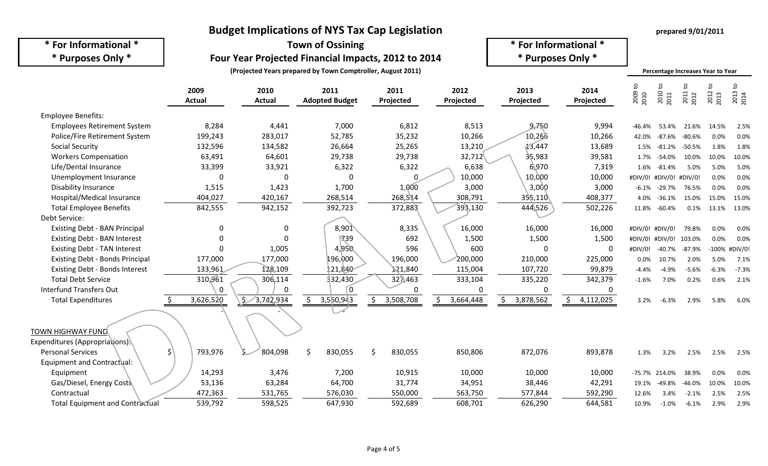# Budget Implications of NYS Tax Cap Legislation

**\* For Informational \***
**\* Purposes Only \***

## Town of Ossining

## Four Year Projected Financial Impacts, 2012 to 2014

**(Projected Years prepared by Town Comptroller, August 2011)**

prepared 9/01/2011

DRAFT

| | 2009 Actual | 2010 Actual | 2011 Adopted Budget | 2011 Projected | 2012 Projected | 2013 Projected | 2014 Projected | 2009 to 2010 | 2010 to 2011 | 2011 to 2012 | 2012 to 2013 | 2013 to 2014 |
|---|---|---|---|---|---|---|---|---|---|---|---|---|
| | | | | | | | | Percentage Increases Year to Year | | | | |
| Employee Benefits: | | | | | | | | | | | | |
| Employees Retirement System | 8,284 | 4,441 | 7,000 | 6,812 | 8,513 | 9,750 | 9,994 | -46.4% | 53.4% | 21.6% | 14.5% | 2.5% |
| Police/Fire Retirement System | 199,243 | 283,017 | 52,785 | 35,232 | 10,266 | 10,266 | 10,266 | 42.0% | -87.6% | -80.6% | 0.0% | 0.0% |
| Social Security | 132,596 | 134,582 | 26,664 | 25,265 | 13,210 | 13,447 | 13,689 | 1.5% | -81.2% | -50.5% | 1.8% | 1.8% |
| Workers Compensation | 63,491 | 64,601 | 29,738 | 29,738 | 32,712 | 35,983 | 39,581 | 1.7% | -54.0% | 10.0% | 10.0% | 10.0% |
| Life/Dental Insurance | 33,399 | 33,921 | 6,322 | 6,322 | 6,638 | 6,970 | 7,319 | 1.6% | -81.4% | 5.0% | 5.0% | 5.0% |
| Unemployment Insurance | 0 | 0 | 0 | 0 | 10,000 | 10,000 | 10,000 | #DIV/0! | #DIV/0! | #DIV/0! | 0.0% | 0.0% |
| Disability Insurance | 1,515 | 1,423 | 1,700 | 1,000 | 3,000 | 3,000 | 3,000 | -6.1% | -29.7% | 76.5% | 0.0% | 0.0% |
| Hospital/Medical Insurance | 404,027 | 420,167 | 268,514 | 268,514 | 308,791 | 355,110 | 408,377 | 4.0% | -36.1% | 15.0% | 15.0% | 15.0% |
| Total Employee Benefits | 842,555 | 942,152 | 392,723 | 372,883 | 393,130 | 444,526 | 502,226 | 11.8% | -60.4% | 0.1% | 13.1% | 13.0% |
| Debt Service: | | | | | | | | | | | | |
| Existing Debt - BAN Principal | 0 | 0 | 8,901 | 8,335 | 16,000 | 16,000 | 16,000 | #DIV/0! | #DIV/0! | 79.8% | 0.0% | 0.0% |
| Existing Debt - BAN Interest | 0 | 0 | 739 | 692 | 1,500 | 1,500 | 1,500 | #DIV/0! | #DIV/0! | 103.0% | 0.0% | 0.0% |
| Existing Debt - TAN Interest | 0 | 1,005 | 4,950 | 596 | 600 | 0 | 0 | #DIV/0! | -40.7% | -87.9% | -100% | #DIV/0! |
| Existing Debt - Bonds Principal | 177,000 | 177,000 | 196,000 | 196,000 | 200,000 | 210,000 | 225,000 | 0.0% | 10.7% | 2.0% | 5.0% | 7.1% |
| Existing Debt - Bonds Interest | 133,961 | 128,109 | 121,840 | 121,840 | 115,004 | 107,720 | 99,879 | -4.4% | -4.9% | -5.6% | -6.3% | -7.3% |
| Total Debt Service | 310,961 | 306,114 | 332,430 | 327,463 | 333,104 | 335,220 | 342,379 | -1.6% | 7.0% | 0.2% | 0.6% | 2.1% |
| Interfund Transfers Out | 0 | 0 | 0 | 0 | 0 | 0 | 0 | | | | | |
| Total Expenditures | $ 3,626,520 | $ 3,742,934 | $ 3,560,943 | $ 3,508,708 | $ 3,664,448 | $ 3,878,562 | $ 4,112,025 | 3.2% | -6.3% | 2.9% | 5.8% | 6.0% |
| | - | - | - | | | | | | | | | |
| TOWN HIGHWAY FUND | | | | | | | | | | | | |
| Expenditures (Appropriations): | | | | | | | | | | | | |
| Personal Services | $ 793,976 | $ 804,098 | $ 830,055 | $ 830,055 | 850,806 | 872,076 | 893,878 | 1.3% | 3.2% | 2.5% | 2.5% | 2.5% |
| Equipment and Contractual: | | | | | | | | | | | | |
| Equipment | 14,293 | 3,476 | 7,200 | 10,915 | 10,000 | 10,000 | 10,000 | -75.7% | 214.0% | 38.9% | 0.0% | 0.0% |
| Gas/Diesel, Energy Costs | 53,136 | 63,284 | 64,700 | 31,774 | 34,951 | 38,446 | 42,291 | 19.1% | -49.8% | -46.0% | 10.0% | 10.0% |
| Contractual | 472,363 | 531,765 | 576,030 | 550,000 | 563,750 | 577,844 | 592,290 | 12.6% | 3.4% | -2.1% | 2.5% | 2.5% |
| Total Equipment and Contractual | 539,792 | 598,525 | 647,930 | 592,689 | 608,701 | 626,290 | 644,581 | 10.9% | -1.0% | -6.1% | 2.9% | 2.9% |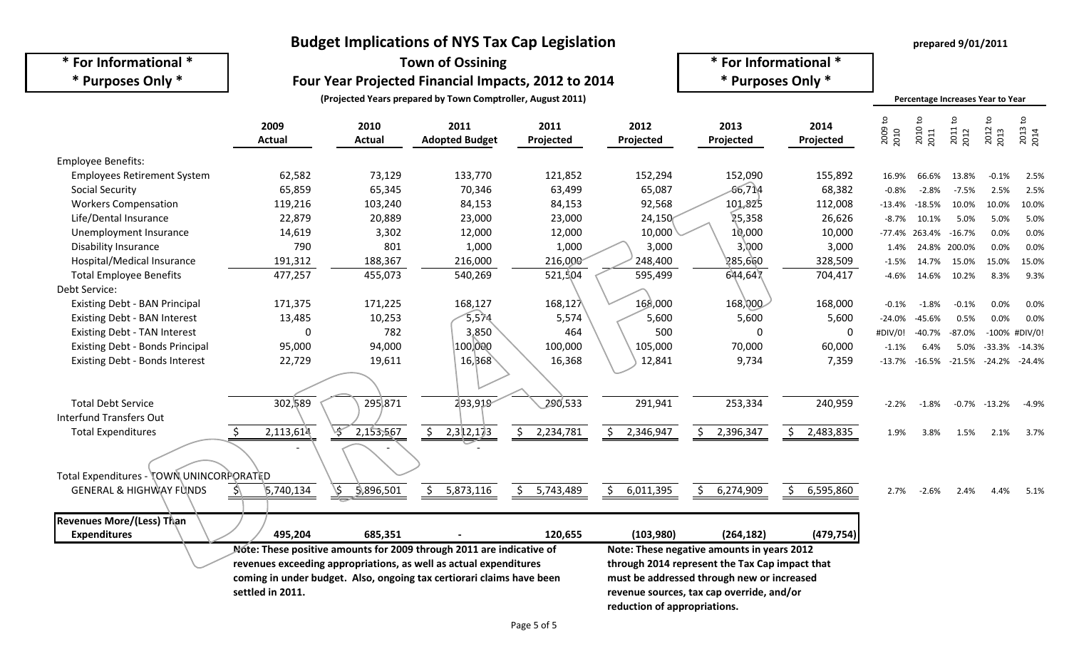# Budget Implications of NYS Tax Cap Legislation

## Town of Ossining

## Four Year Projected Financial Impacts, 2012 to 2014

**(Projected Years prepared by Town Comptroller, August 2011)**

**\* For Informational \***
**\* Purposes Only \***

**prepared 9/01/2011**

DRAFT

| | 2009 Actual | 2010 Actual | 2011 Adopted Budget | 2011 Projected | 2012 Projected | 2013 Projected | 2014 Projected | 2009 to 2010 | 2010 to 2011 | 2011 to 2012 | 2012 to 2013 | 2013 to 2014 |
|---|---|---|---|---|---|---|---|---|---|---|---|---|
| | | | | | | | | **Percentage Increases Year to Year** | | | | |
| Employee Benefits: | | | | | | | | | | | | |
| Employees Retirement System | 62,582 | 73,129 | 133,770 | 121,852 | 152,294 | 152,090 | 155,892 | 16.9% | 66.6% | 13.8% | -0.1% | 2.5% |
| Social Security | 65,859 | 65,345 | 70,346 | 63,499 | 65,087 | 66,714 | 68,382 | -0.8% | -2.8% | -7.5% | 2.5% | 2.5% |
| Workers Compensation | 119,216 | 103,240 | 84,153 | 84,153 | 92,568 | 101,825 | 112,008 | -13.4% | -18.5% | 10.0% | 10.0% | 10.0% |
| Life/Dental Insurance | 22,879 | 20,889 | 23,000 | 23,000 | 24,150 | 25,358 | 26,626 | -8.7% | 10.1% | 5.0% | 5.0% | 5.0% |
| Unemployment Insurance | 14,619 | 3,302 | 12,000 | 12,000 | 10,000 | 10,000 | 10,000 | -77.4% | 263.4% | -16.7% | 0.0% | 0.0% |
| Disability Insurance | 790 | 801 | 1,000 | 1,000 | 3,000 | 3,000 | 3,000 | 1.4% | 24.8% | 200.0% | 0.0% | 0.0% |
| Hospital/Medical Insurance | 191,312 | 188,367 | 216,000 | 216,000 | 248,400 | 285,660 | 328,509 | -1.5% | 14.7% | 15.0% | 15.0% | 15.0% |
| Total Employee Benefits | 477,257 | 455,073 | 540,269 | 521,504 | 595,499 | 644,647 | 704,417 | -4.6% | 14.6% | 10.2% | 8.3% | 9.3% |
| Debt Service: | | | | | | | | | | | | |
| Existing Debt - BAN Principal | 171,375 | 171,225 | 168,127 | 168,127 | 168,000 | 168,000 | 168,000 | -0.1% | -1.8% | -0.1% | 0.0% | 0.0% |
| Existing Debt - BAN Interest | 13,485 | 10,253 | 5,574 | 5,574 | 5,600 | 5,600 | 5,600 | -24.0% | -45.6% | 0.5% | 0.0% | 0.0% |
| Existing Debt - TAN Interest | 0 | 782 | 3,850 | 464 | 500 | 0 | 0 | #DIV/0! | -40.7% | -87.0% | -100% | #DIV/0! |
| Existing Debt - Bonds Principal | 95,000 | 94,000 | 100,000 | 100,000 | 105,000 | 70,000 | 60,000 | -1.1% | 6.4% | 5.0% | -33.3% | -14.3% |
| Existing Debt - Bonds Interest | 22,729 | 19,611 | 16,368 | 16,368 | 12,841 | 9,734 | 7,359 | -13.7% | -16.5% | -21.5% | -24.2% | -24.4% |
| Total Debt Service | 302,589 | 295,871 | 293,919 | 290,533 | 291,941 | 253,334 | 240,959 | -2.2% | -1.8% | -0.7% | -13.2% | -4.9% |
| Interfund Transfers Out | | | | | | | | | | | | |
| Total Expenditures | $ 2,113,614 | $ 2,153,567 | $ 2,312,173 | $ 2,234,781 | $ 2,346,947 | $ 2,396,347 | $ 2,483,835 | 1.9% | 3.8% | 1.5% | 2.1% | 3.7% |
| | - | - | - | | | | | | | | | |
| Total Expenditures - TOWN UNINCORPORATED GENERAL & HIGHWAY FUNDS | $ 5,740,134 | $ 5,896,501 | $ 5,873,116 | $ 5,743,489 | $ 6,011,395 | $ 6,274,909 | $ 6,595,860 | 2.7% | -2.6% | 2.4% | 4.4% | 5.1% |
| **Revenues More/(Less) Than Expenditures** | **495,204** | **685,351** | **-** | **120,655** | **(103,980)** | **(264,182)** | **(479,754)** | | | | | |

**Note: These positive amounts for 2009 through 2011 are indicative of revenues exceeding appropriations, as well as actual expenditures coming in under budget. Also, ongoing tax certiorari claims have been settled in 2011.**

**Note: These negative amounts in years 2012 through 2014 represent the Tax Cap impact that must be addressed through new or increased revenue sources, tax cap override, and/or reduction of appropriations.**